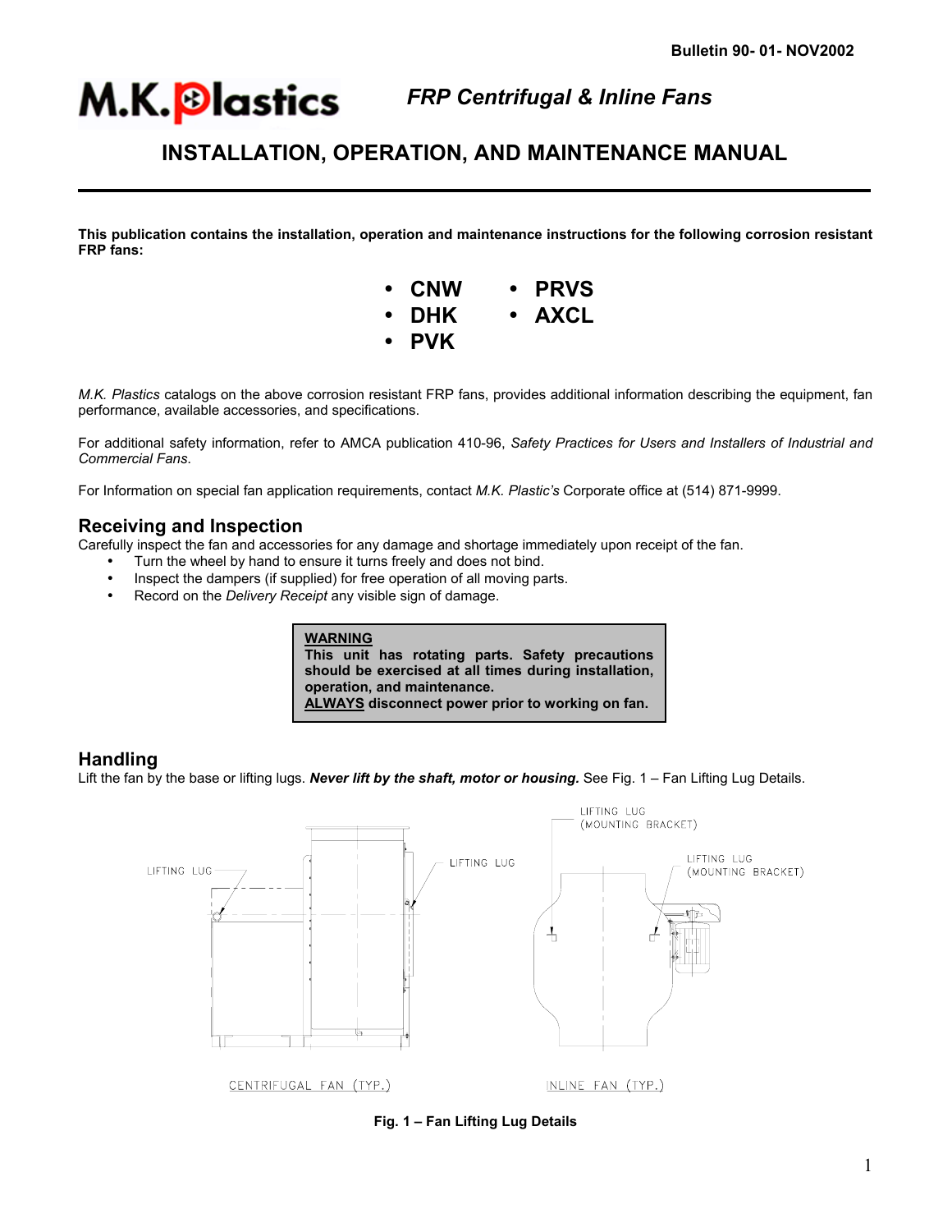Bulletin 90- 01- NOV2002

M.K.Plastics

*FRP Centrifugal & Inline Fans*

# INSTALLATION, OPERATION, AND MAINTENANCE MANUAL

**This publication contains the installation, operation and maintenance instructions for the following corrosion resistant FRP fans:**

- **CNW**
- **DHK**
- **PVK**
- **PRVS**
- **AXCL**

*M.K. Plastics* catalogs on the above corrosion resistant FRP fans, provides additional information describing the equipment, fan performance, available accessories, and specifications.

For additional safety information, refer to AMCA publication 410-96, *Safety Practices for Users and Installers of Industrial and Commercial Fans*.

For Information on special fan application requirements, contact *M.K. Plastic's* Corporate office at (514) 871-9999.

## Receiving and Inspection

Carefully inspect the fan and accessories for any damage and shortage immediately upon receipt of the fan.

- Turn the wheel by hand to ensure it turns freely and does not bind.
- Inspect the dampers (if supplied) for free operation of all moving parts.
- Record on the *Delivery Receipt* any visible sign of damage.

> **WARNING**
> **This unit has rotating parts. Safety precautions should be exercised at all times during installation, operation, and maintenance.**
> **ALWAYS disconnect power prior to working on fan.**

## Handling

Lift the fan by the base or lifting lugs. ***Never lift by the shaft, motor or housing.*** See Fig. 1 – Fan Lifting Lug Details.

LIFTING LUG

LIFTING LUG

CENTRIFUGAL FAN (TYP.)

LIFTING LUG (MOUNTING BRACKET)

LIFTING LUG (MOUNTING BRACKET)

INLINE FAN (TYP.)

**Fig. 1 – Fan Lifting Lug Details**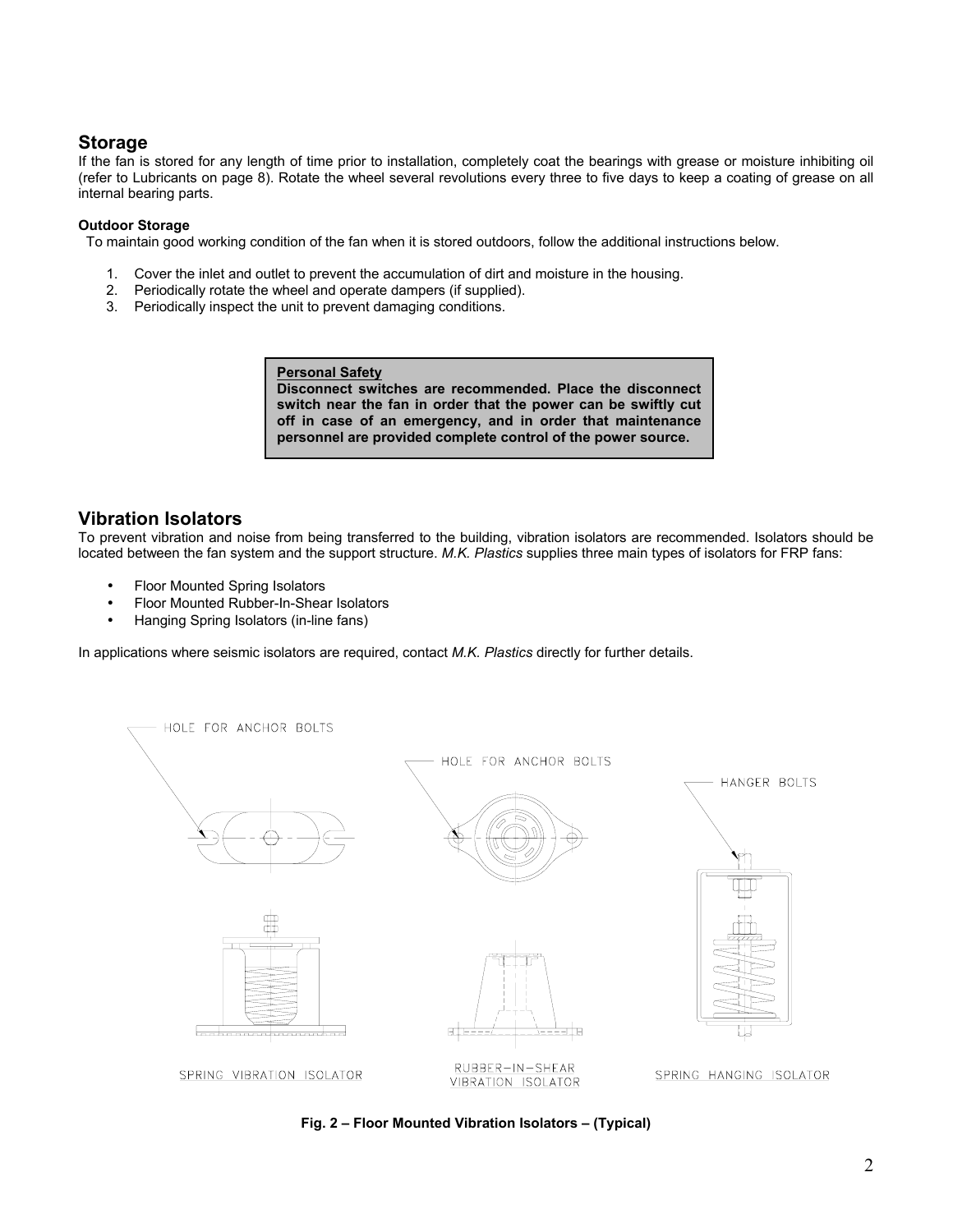## Storage

If the fan is stored for any length of time prior to installation, completely coat the bearings with grease or moisture inhibiting oil (refer to Lubricants on page 8). Rotate the wheel several revolutions every three to five days to keep a coating of grease on all internal bearing parts.

### Outdoor Storage

To maintain good working condition of the fan when it is stored outdoors, follow the additional instructions below.

1. Cover the inlet and outlet to prevent the accumulation of dirt and moisture in the housing.
2. Periodically rotate the wheel and operate dampers (if supplied).
3. Periodically inspect the unit to prevent damaging conditions.

> **Personal Safety**
> **Disconnect switches are recommended. Place the disconnect switch near the fan in order that the power can be swiftly cut off in case of an emergency, and in order that maintenance personnel are provided complete control of the power source.**

## Vibration Isolators

To prevent vibration and noise from being transferred to the building, vibration isolators are recommended. Isolators should be located between the fan system and the support structure. *M.K. Plastics* supplies three main types of isolators for FRP fans:

- Floor Mounted Spring Isolators
- Floor Mounted Rubber-In-Shear Isolators
- Hanging Spring Isolators (in-line fans)

In applications where seismic isolators are required, contact *M.K. Plastics* directly for further details.

HOLE FOR ANCHOR BOLTS — HOLE FOR ANCHOR BOLTS — HANGER BOLTS

SPRING VIBRATION ISOLATOR — RUBBER-IN-SHEAR VIBRATION ISOLATOR — SPRING HANGING ISOLATOR

**Fig. 2 – Floor Mounted Vibration Isolators – (Typical)**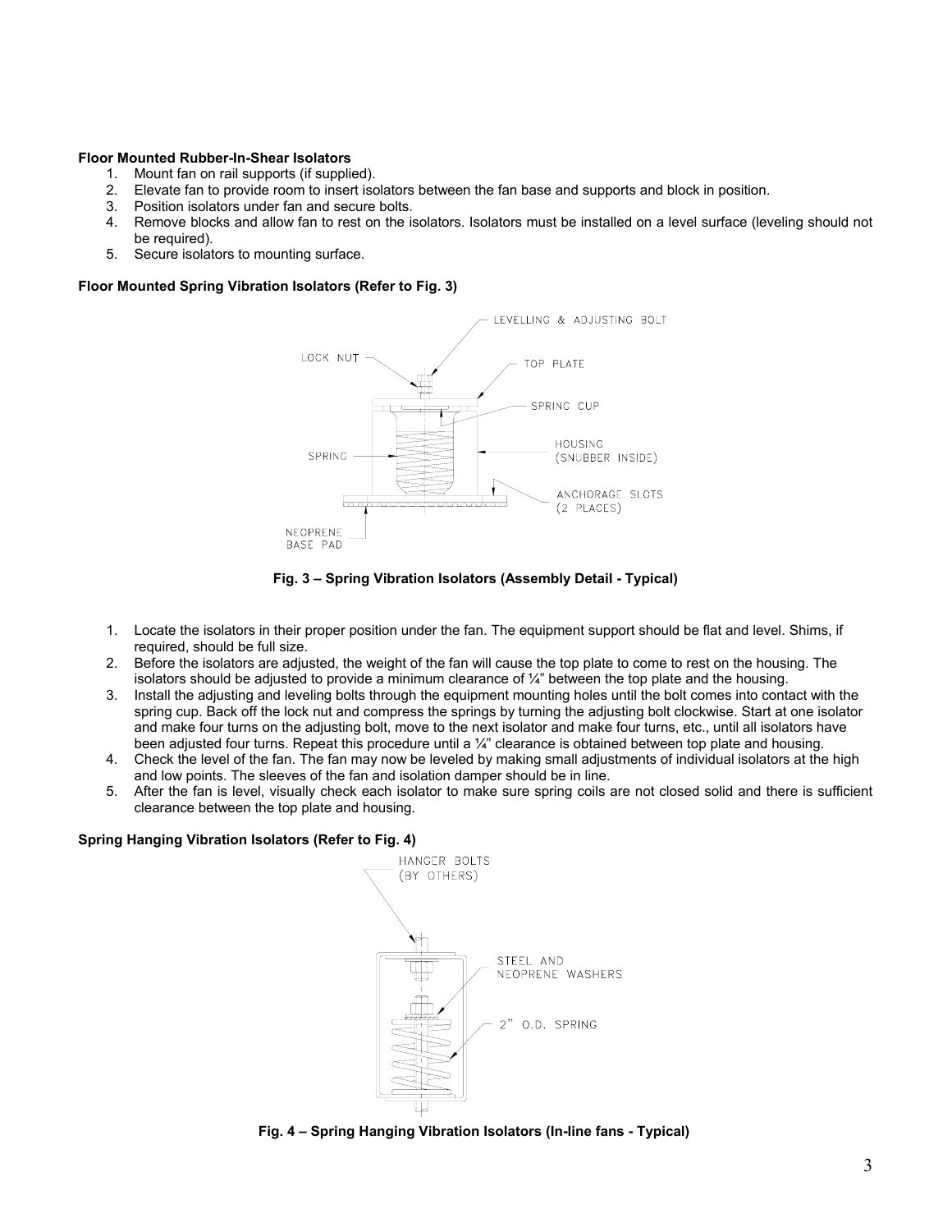**Floor Mounted Rubber-In-Shear Isolators**

1. Mount fan on rail supports (if supplied).
2. Elevate fan to provide room to insert isolators between the fan base and supports and block in position.
3. Position isolators under fan and secure bolts.
4. Remove blocks and allow fan to rest on the isolators. Isolators must be installed on a level surface (leveling should not be required).
5. Secure isolators to mounting surface.

**Floor Mounted Spring Vibration Isolators (Refer to Fig. 3)**

**Fig. 3 – Spring Vibration Isolators (Assembly Detail - Typical)**

1. Locate the isolators in their proper position under the fan. The equipment support should be flat and level. Shims, if required, should be full size.
2. Before the isolators are adjusted, the weight of the fan will cause the top plate to come to rest on the housing. The isolators should be adjusted to provide a minimum clearance of ¼" between the top plate and the housing.
3. Install the adjusting and leveling bolts through the equipment mounting holes until the bolt comes into contact with the spring cup. Back off the lock nut and compress the springs by turning the adjusting bolt clockwise. Start at one isolator and make four turns on the adjusting bolt, move to the next isolator and make four turns, etc., until all isolators have been adjusted four turns. Repeat this procedure until a ¼" clearance is obtained between top plate and housing.
4. Check the level of the fan. The fan may now be leveled by making small adjustments of individual isolators at the high and low points. The sleeves of the fan and isolation damper should be in line.
5. After the fan is level, visually check each isolator to make sure spring coils are not closed solid and there is sufficient clearance between the top plate and housing.

**Spring Hanging Vibration Isolators (Refer to Fig. 4)**

**Fig. 4 – Spring Hanging Vibration Isolators (In-line fans - Typical)**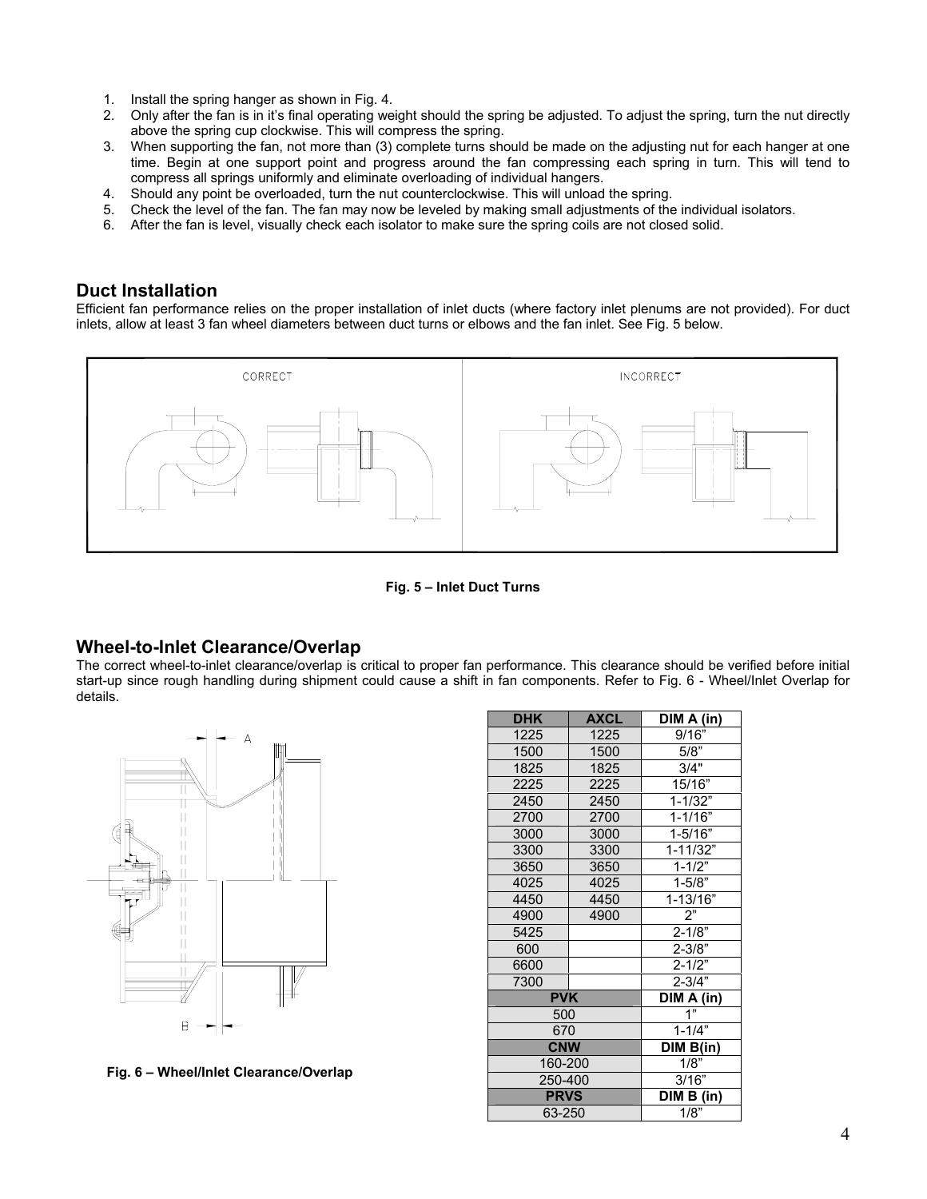1. Install the spring hanger as shown in Fig. 4.
2. Only after the fan is in it's final operating weight should the spring be adjusted. To adjust the spring, turn the nut directly above the spring cup clockwise. This will compress the spring.
3. When supporting the fan, not more than (3) complete turns should be made on the adjusting nut for each hanger at one time. Begin at one support point and progress around the fan compressing each spring in turn. This will tend to compress all springs uniformly and eliminate overloading of individual hangers.
4. Should any point be overloaded, turn the nut counterclockwise. This will unload the spring.
5. Check the level of the fan. The fan may now be leveled by making small adjustments of the individual isolators.
6. After the fan is level, visually check each isolator to make sure the spring coils are not closed solid.

## Duct Installation

Efficient fan performance relies on the proper installation of inlet ducts (where factory inlet plenums are not provided). For duct inlets, allow at least 3 fan wheel diameters between duct turns or elbows and the fan inlet. See Fig. 5 below.

CORRECT INCORRECT

**Fig. 5 – Inlet Duct Turns**

## Wheel-to-Inlet Clearance/Overlap

The correct wheel-to-inlet clearance/overlap is critical to proper fan performance. This clearance should be verified before initial start-up since rough handling during shipment could cause a shift in fan components. Refer to Fig. 6 - Wheel/Inlet Overlap for details.

**Fig. 6 – Wheel/Inlet Clearance/Overlap**

| DHK | AXCL | DIM A (in) |
|---|---|---|
| 1225 | 1225 | 9/16" |
| 1500 | 1500 | 5/8" |
| 1825 | 1825 | 3/4" |
| 2225 | 2225 | 15/16" |
| 2450 | 2450 | 1-1/32" |
| 2700 | 2700 | 1-1/16" |
| 3000 | 3000 | 1-5/16" |
| 3300 | 3300 | 1-11/32" |
| 3650 | 3650 | 1-1/2" |
| 4025 | 4025 | 1-5/8" |
| 4450 | 4450 | 1-13/16" |
| 4900 | 4900 | 2" |
| 5425 | | 2-1/8" |
| 600 | | 2-3/8" |
| 6600 | | 2-1/2" |
| 7300 | | 2-3/4" |
| **PVK** | | **DIM A (in)** |
| 500 | | 1" |
| 670 | | 1-1/4" |
| **CNW** | | **DIM B(in)** |
| 160-200 | | 1/8" |
| 250-400 | | 3/16" |
| **PRVS** | | **DIM B (in)** |
| 63-250 | | 1/8" |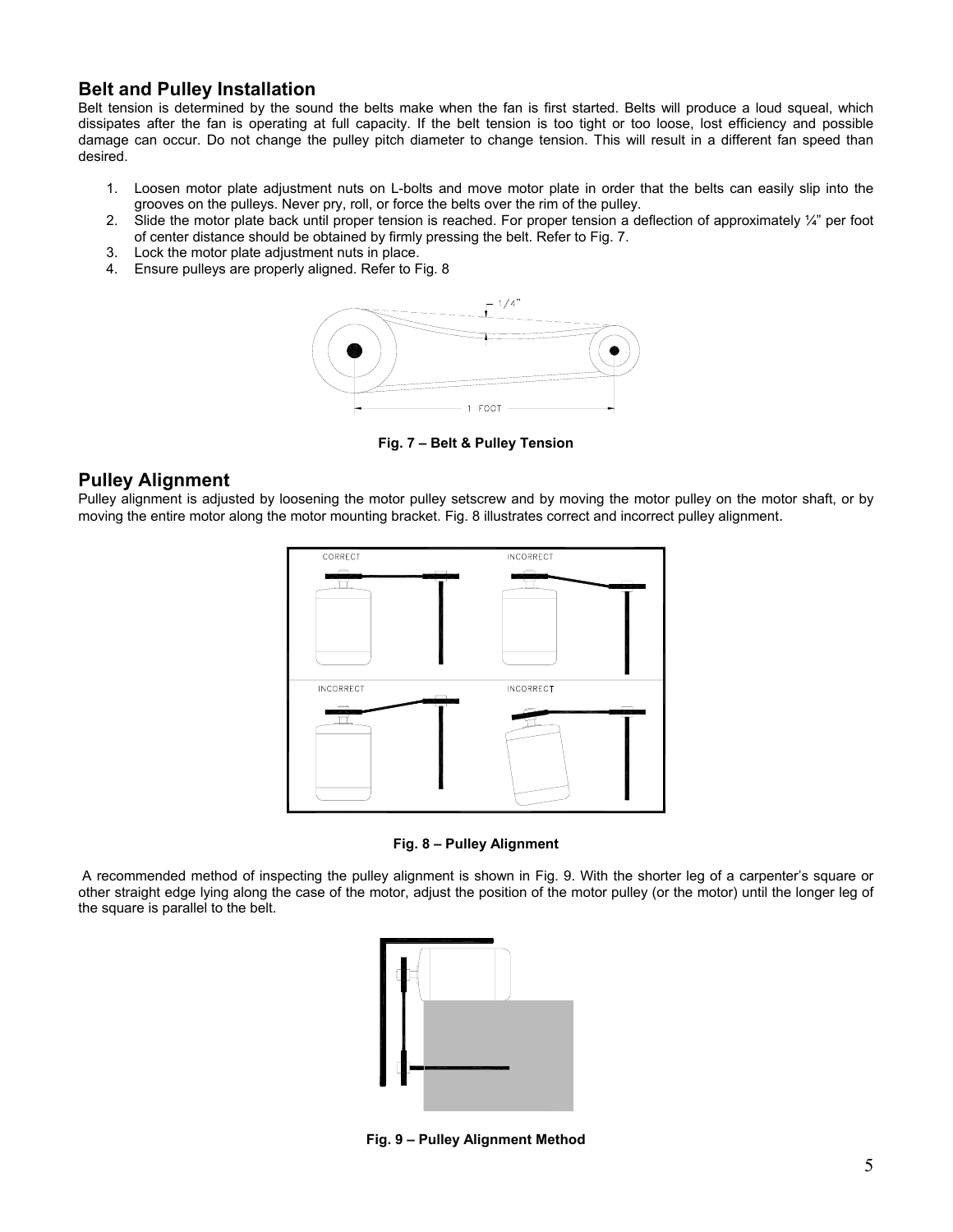## Belt and Pulley Installation

Belt tension is determined by the sound the belts make when the fan is first started. Belts will produce a loud squeal, which dissipates after the fan is operating at full capacity. If the belt tension is too tight or too loose, lost efficiency and possible damage can occur. Do not change the pulley pitch diameter to change tension. This will result in a different fan speed than desired.

1. Loosen motor plate adjustment nuts on L-bolts and move motor plate in order that the belts can easily slip into the grooves on the pulleys. Never pry, roll, or force the belts over the rim of the pulley.
2. Slide the motor plate back until proper tension is reached. For proper tension a deflection of approximately ¼" per foot of center distance should be obtained by firmly pressing the belt. Refer to Fig. 7.
3. Lock the motor plate adjustment nuts in place.
4. Ensure pulleys are properly aligned. Refer to Fig. 8

**Fig. 7 – Belt & Pulley Tension**

## Pulley Alignment

Pulley alignment is adjusted by loosening the motor pulley setscrew and by moving the motor pulley on the motor shaft, or by moving the entire motor along the motor mounting bracket. Fig. 8 illustrates correct and incorrect pulley alignment.

**Fig. 8 – Pulley Alignment**

A recommended method of inspecting the pulley alignment is shown in Fig. 9. With the shorter leg of a carpenter's square or other straight edge lying along the case of the motor, adjust the position of the motor pulley (or the motor) until the longer leg of the square is parallel to the belt.

**Fig. 9 – Pulley Alignment Method**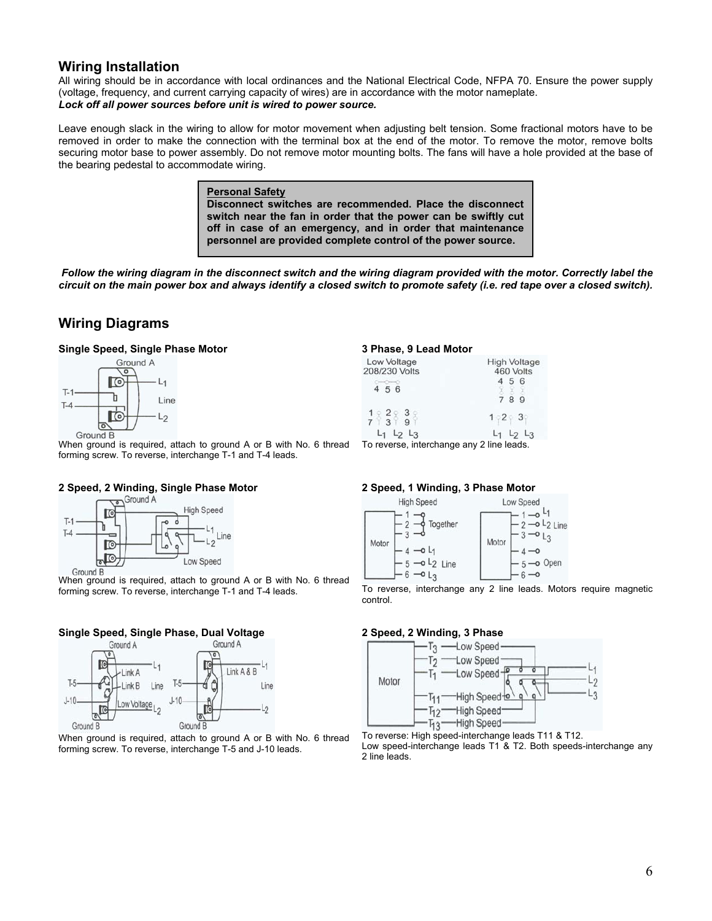## Wiring Installation

All wiring should be in accordance with local ordinances and the National Electrical Code, NFPA 70. Ensure the power supply (voltage, frequency, and current carrying capacity of wires) are in accordance with the motor nameplate.
***Lock off all power sources before unit is wired to power source.***

Leave enough slack in the wiring to allow for motor movement when adjusting belt tension. Some fractional motors have to be removed in order to make the connection with the terminal box at the end of the motor. To remove the motor, remove bolts securing motor base to power assembly. Do not remove motor mounting bolts. The fans will have a hole provided at the base of the bearing pedestal to accommodate wiring.

> **Personal Safety**
> **Disconnect switches are recommended. Place the disconnect switch near the fan in order that the power can be swiftly cut off in case of an emergency, and in order that maintenance personnel are provided complete control of the power source.**

***Follow the wiring diagram in the disconnect switch and the wiring diagram provided with the motor. Correctly label the circuit on the main power box and always identify a closed switch to promote safety (i.e. red tape over a closed switch).***

## Wiring Diagrams

**Single Speed, Single Phase Motor**

When ground is required, attach to ground A or B with No. 6 thread forming screw. To reverse, interchange T-1 and T-4 leads.

**2 Speed, 2 Winding, Single Phase Motor**

When ground is required, attach to ground A or B with No. 6 thread forming screw. To reverse, interchange T-1 and T-4 leads.

**Single Speed, Single Phase, Dual Voltage**

When ground is required, attach to ground A or B with No. 6 thread forming screw. To reverse, interchange T-5 and J-10 leads.

**3 Phase, 9 Lead Motor**

To reverse, interchange any 2 line leads.

**2 Speed, 1 Winding, 3 Phase Motor**

To reverse, interchange any 2 line leads. Motors require magnetic control.

**2 Speed, 2 Winding, 3 Phase**

To reverse: High speed-interchange leads T11 & T12.
Low speed-interchange leads T1 & T2. Both speeds-interchange any 2 line leads.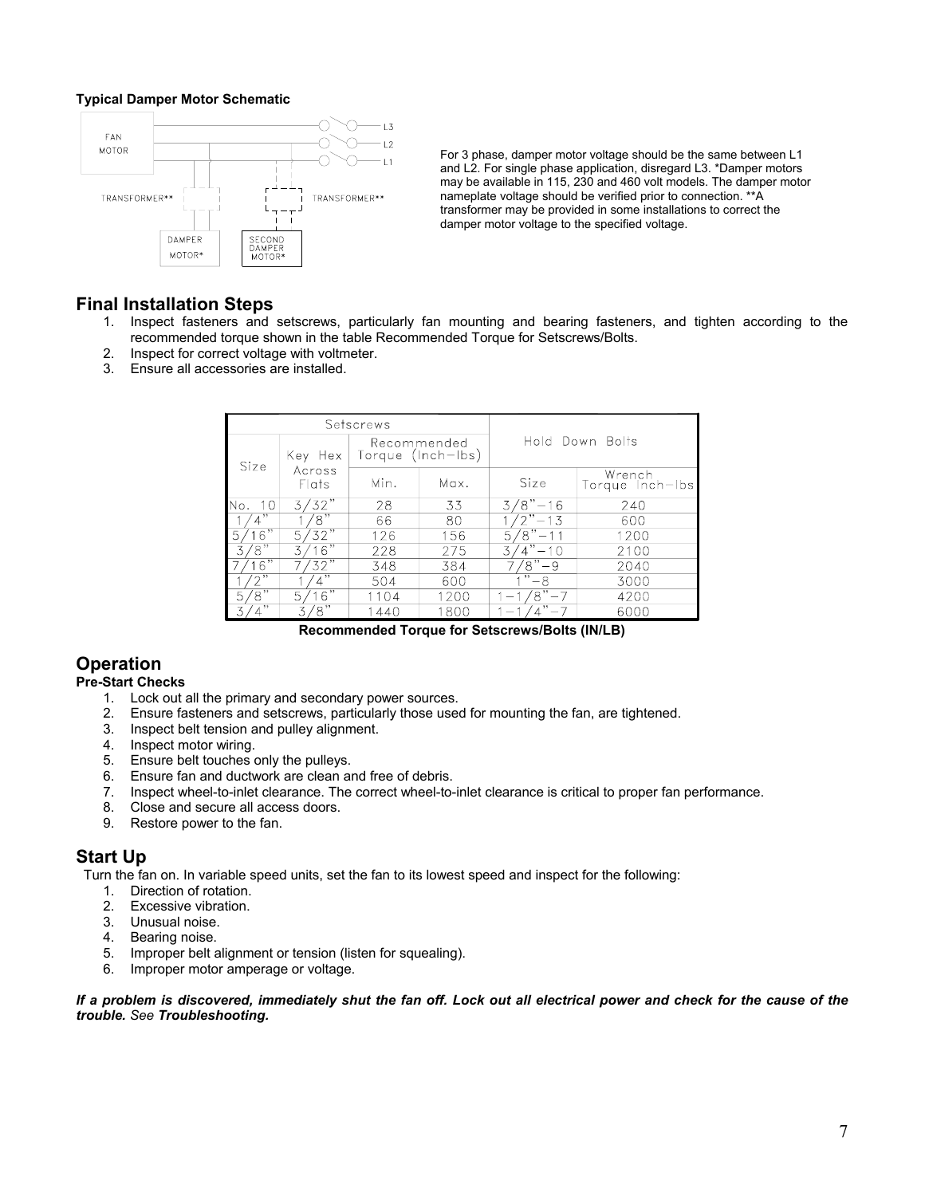**Typical Damper Motor Schematic**

For 3 phase, damper motor voltage should be the same between L1 and L2. For single phase application, disregard L3. *Damper motors may be available in 115, 230 and 460 volt models. The damper motor nameplate voltage should be verified prior to connection. **A transformer may be provided in some installations to correct the damper motor voltage to the specified voltage.

## Final Installation Steps

1. Inspect fasteners and setscrews, particularly fan mounting and bearing fasteners, and tighten according to the recommended torque shown in the table Recommended Torque for Setscrews/Bolts.
2. Inspect for correct voltage with voltmeter.
3. Ensure all accessories are installed.

| Setscrews | | | | Hold Down Bolts | |
|---|---|---|---|---|---|
| Size | Key Hex Across Flats | Recommended Torque (Inch-lbs) | | Size | Wrench Torque Inch-lbs |
| | | Min. | Max. | | |
| No. 10 | 3/32" | 28 | 33 | 3/8"-16 | 240 |
| 1/4" | 1/8" | 66 | 80 | 1/2"-13 | 600 |
| 5/16" | 5/32" | 126 | 156 | 5/8"-11 | 1200 |
| 3/8" | 3/16" | 228 | 275 | 3/4"-10 | 2100 |
| 7/16" | 7/32" | 348 | 384 | 7/8"-9 | 2040 |
| 1/2" | 1/4" | 504 | 600 | 1"-8 | 3000 |
| 5/8" | 5/16" | 1104 | 1200 | 1-1/8"-7 | 4200 |
| 3/4" | 3/8" | 1440 | 1800 | 1-1/4"-7 | 6000 |

**Recommended Torque for Setscrews/Bolts (IN/LB)**

## Operation

**Pre-Start Checks**

1. Lock out all the primary and secondary power sources.
2. Ensure fasteners and setscrews, particularly those used for mounting the fan, are tightened.
3. Inspect belt tension and pulley alignment.
4. Inspect motor wiring.
5. Ensure belt touches only the pulleys.
6. Ensure fan and ductwork are clean and free of debris.
7. Inspect wheel-to-inlet clearance. The correct wheel-to-inlet clearance is critical to proper fan performance.
8. Close and secure all access doors.
9. Restore power to the fan.

## Start Up

Turn the fan on. In variable speed units, set the fan to its lowest speed and inspect for the following:

1. Direction of rotation.
2. Excessive vibration.
3. Unusual noise.
4. Bearing noise.
5. Improper belt alignment or tension (listen for squealing).
6. Improper motor amperage or voltage.

***If a problem is discovered, immediately shut the fan off. Lock out all electrical power and check for the cause of the trouble.*** *See* ***Troubleshooting.***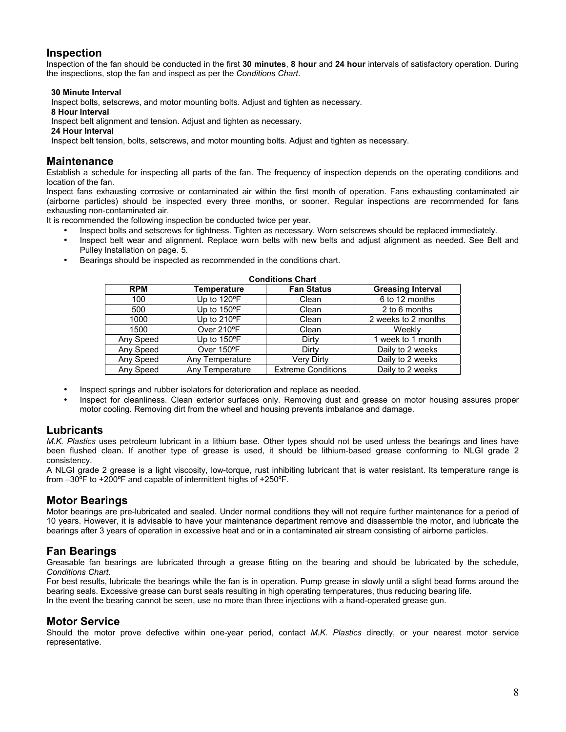## Inspection

Inspection of the fan should be conducted in the first **30 minutes**, **8 hour** and **24 hour** intervals of satisfactory operation. During the inspections, stop the fan and inspect as per the *Conditions Chart*.

**30 Minute Interval**
Inspect bolts, setscrews, and motor mounting bolts. Adjust and tighten as necessary.

**8 Hour Interval**
Inspect belt alignment and tension. Adjust and tighten as necessary.

**24 Hour Interval**
Inspect belt tension, bolts, setscrews, and motor mounting bolts. Adjust and tighten as necessary.

## Maintenance

Establish a schedule for inspecting all parts of the fan. The frequency of inspection depends on the operating conditions and location of the fan.

Inspect fans exhausting corrosive or contaminated air within the first month of operation. Fans exhausting contaminated air (airborne particles) should be inspected every three months, or sooner. Regular inspections are recommended for fans exhausting non-contaminated air.

It is recommended the following inspection be conducted twice per year.

- Inspect bolts and setscrews for tightness. Tighten as necessary. Worn setscrews should be replaced immediately.
- Inspect belt wear and alignment. Replace worn belts with new belts and adjust alignment as needed. See Belt and Pulley Installation on page. 5.
- Bearings should be inspected as recommended in the conditions chart.

**Conditions Chart**

| RPM | Temperature | Fan Status | Greasing Interval |
|---|---|---|---|
| 100 | Up to 120ºF | Clean | 6 to 12 months |
| 500 | Up to 150ºF | Clean | 2 to 6 months |
| 1000 | Up to 210ºF | Clean | 2 weeks to 2 months |
| 1500 | Over 210ºF | Clean | Weekly |
| Any Speed | Up to 150ºF | Dirty | 1 week to 1 month |
| Any Speed | Over 150ºF | Dirty | Daily to 2 weeks |
| Any Speed | Any Temperature | Very Dirty | Daily to 2 weeks |
| Any Speed | Any Temperature | Extreme Conditions | Daily to 2 weeks |

- Inspect springs and rubber isolators for deterioration and replace as needed.
- Inspect for cleanliness. Clean exterior surfaces only. Removing dust and grease on motor housing assures proper motor cooling. Removing dirt from the wheel and housing prevents imbalance and damage.

## Lubricants

*M.K. Plastics* uses petroleum lubricant in a lithium base. Other types should not be used unless the bearings and lines have been flushed clean. If another type of grease is used, it should be lithium-based grease conforming to NLGI grade 2 consistency.

A NLGI grade 2 grease is a light viscosity, low-torque, rust inhibiting lubricant that is water resistant. Its temperature range is from –30ºF to +200ºF and capable of intermittent highs of +250ºF.

## Motor Bearings

Motor bearings are pre-lubricated and sealed. Under normal conditions they will not require further maintenance for a period of 10 years. However, it is advisable to have your maintenance department remove and disassemble the motor, and lubricate the bearings after 3 years of operation in excessive heat and or in a contaminated air stream consisting of airborne particles.

## Fan Bearings

Greasable fan bearings are lubricated through a grease fitting on the bearing and should be lubricated by the schedule, *Conditions Chart.*

For best results, lubricate the bearings while the fan is in operation. Pump grease in slowly until a slight bead forms around the bearing seals. Excessive grease can burst seals resulting in high operating temperatures, thus reducing bearing life.

In the event the bearing cannot be seen, use no more than three injections with a hand-operated grease gun.

## Motor Service

Should the motor prove defective within one-year period, contact *M.K. Plastics* directly, or your nearest motor service representative.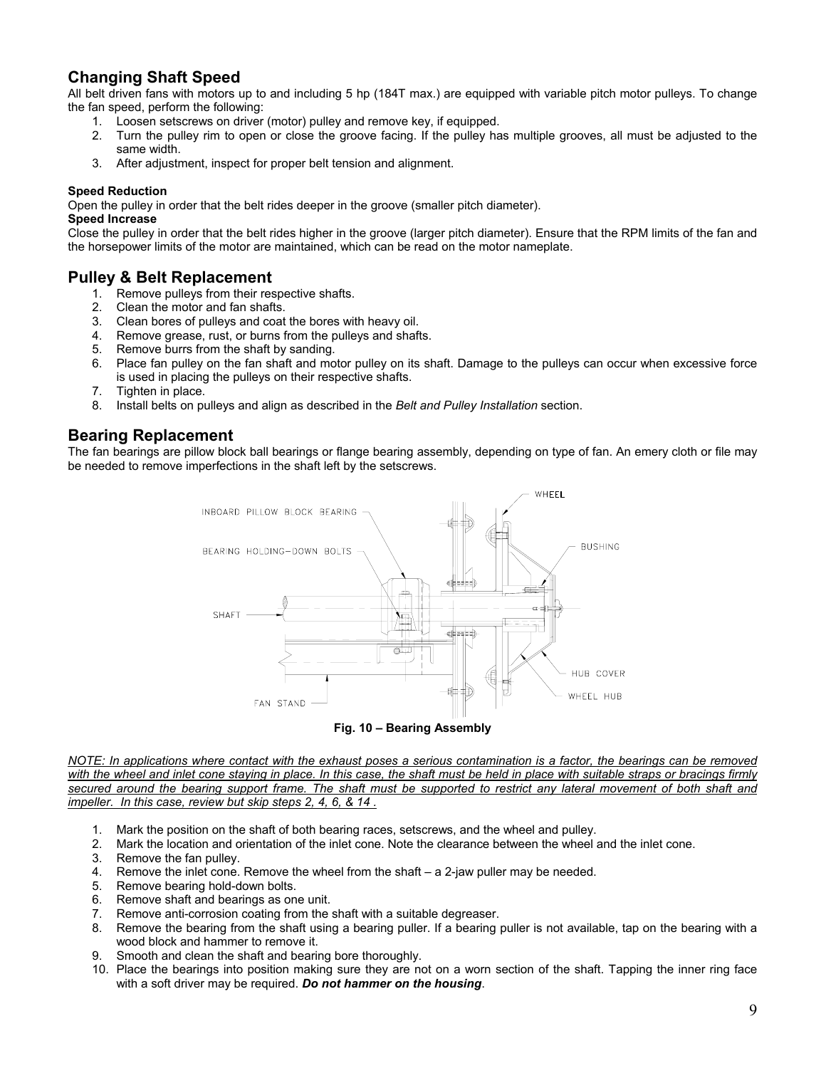## Changing Shaft Speed

All belt driven fans with motors up to and including 5 hp (184T max.) are equipped with variable pitch motor pulleys. To change the fan speed, perform the following:

1. Loosen setscrews on driver (motor) pulley and remove key, if equipped.
2. Turn the pulley rim to open or close the groove facing. If the pulley has multiple grooves, all must be adjusted to the same width.
3. After adjustment, inspect for proper belt tension and alignment.

**Speed Reduction**

Open the pulley in order that the belt rides deeper in the groove (smaller pitch diameter).

**Speed Increase**

Close the pulley in order that the belt rides higher in the groove (larger pitch diameter). Ensure that the RPM limits of the fan and the horsepower limits of the motor are maintained, which can be read on the motor nameplate.

## Pulley & Belt Replacement

1. Remove pulleys from their respective shafts.
2. Clean the motor and fan shafts.
3. Clean bores of pulleys and coat the bores with heavy oil.
4. Remove grease, rust, or burns from the pulleys and shafts.
5. Remove burrs from the shaft by sanding.
6. Place fan pulley on the fan shaft and motor pulley on its shaft. Damage to the pulleys can occur when excessive force is used in placing the pulleys on their respective shafts.
7. Tighten in place.
8. Install belts on pulleys and align as described in the *Belt and Pulley Installation* section.

## Bearing Replacement

The fan bearings are pillow block ball bearings or flange bearing assembly, depending on type of fan. An emery cloth or file may be needed to remove imperfections in the shaft left by the setscrews.

**Fig. 10 – Bearing Assembly**

*NOTE: In applications where contact with the exhaust poses a serious contamination is a factor, the bearings can be removed with the wheel and inlet cone staying in place. In this case, the shaft must be held in place with suitable straps or bracings firmly secured around the bearing support frame. The shaft must be supported to restrict any lateral movement of both shaft and impeller. In this case, review but skip steps 2, 4, 6, & 14 .*

1. Mark the position on the shaft of both bearing races, setscrews, and the wheel and pulley.
2. Mark the location and orientation of the inlet cone. Note the clearance between the wheel and the inlet cone.
3. Remove the fan pulley.
4. Remove the inlet cone. Remove the wheel from the shaft – a 2-jaw puller may be needed.
5. Remove bearing hold-down bolts.
6. Remove shaft and bearings as one unit.
7. Remove anti-corrosion coating from the shaft with a suitable degreaser.
8. Remove the bearing from the shaft using a bearing puller. If a bearing puller is not available, tap on the bearing with a wood block and hammer to remove it.
9. Smooth and clean the shaft and bearing bore thoroughly.
10. Place the bearings into position making sure they are not on a worn section of the shaft. Tapping the inner ring face with a soft driver may be required. ***Do not hammer on the housing***.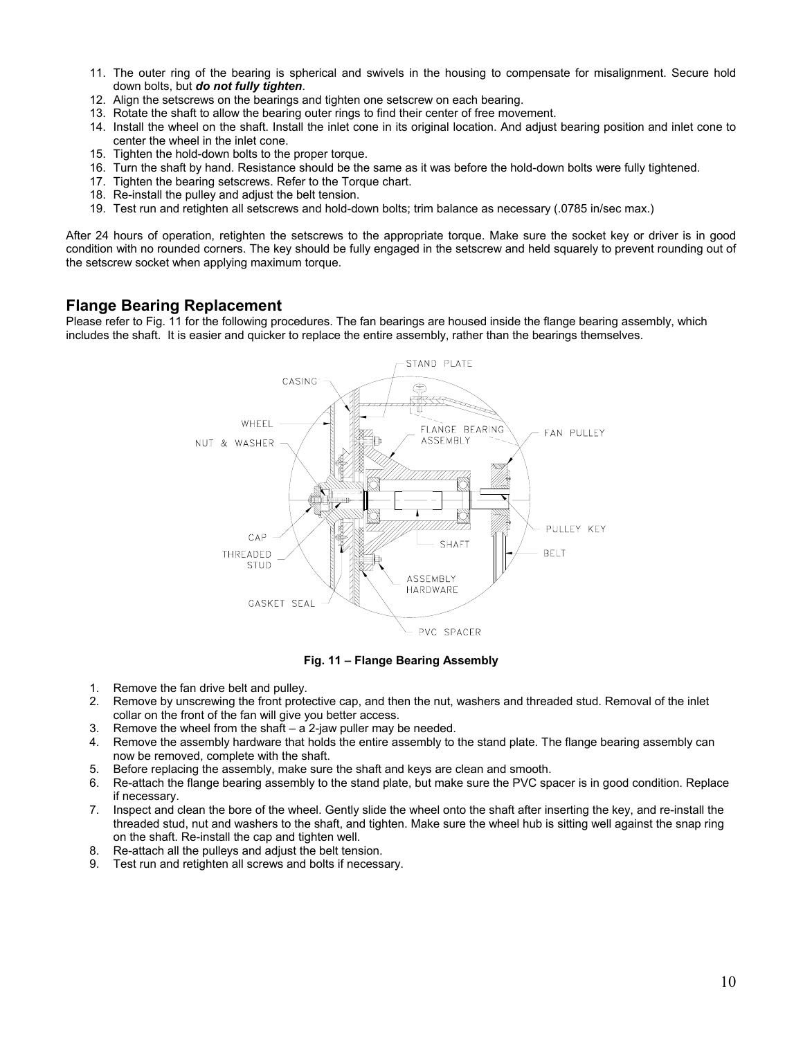11. The outer ring of the bearing is spherical and swivels in the housing to compensate for misalignment. Secure hold down bolts, but ***do not fully tighten***.
12. Align the setscrews on the bearings and tighten one setscrew on each bearing.
13. Rotate the shaft to allow the bearing outer rings to find their center of free movement.
14. Install the wheel on the shaft. Install the inlet cone in its original location. And adjust bearing position and inlet cone to center the wheel in the inlet cone.
15. Tighten the hold-down bolts to the proper torque.
16. Turn the shaft by hand. Resistance should be the same as it was before the hold-down bolts were fully tightened.
17. Tighten the bearing setscrews. Refer to the Torque chart.
18. Re-install the pulley and adjust the belt tension.
19. Test run and retighten all setscrews and hold-down bolts; trim balance as necessary (.0785 in/sec max.)

After 24 hours of operation, retighten the setscrews to the appropriate torque. Make sure the socket key or driver is in good condition with no rounded corners. The key should be fully engaged in the setscrew and held squarely to prevent rounding out of the setscrew socket when applying maximum torque.

## Flange Bearing Replacement

Please refer to Fig. 11 for the following procedures. The fan bearings are housed inside the flange bearing assembly, which includes the shaft. It is easier and quicker to replace the entire assembly, rather than the bearings themselves.

**Fig. 11 – Flange Bearing Assembly**

1. Remove the fan drive belt and pulley.
2. Remove by unscrewing the front protective cap, and then the nut, washers and threaded stud. Removal of the inlet collar on the front of the fan will give you better access.
3. Remove the wheel from the shaft – a 2-jaw puller may be needed.
4. Remove the assembly hardware that holds the entire assembly to the stand plate. The flange bearing assembly can now be removed, complete with the shaft.
5. Before replacing the assembly, make sure the shaft and keys are clean and smooth.
6. Re-attach the flange bearing assembly to the stand plate, but make sure the PVC spacer is in good condition. Replace if necessary.
7. Inspect and clean the bore of the wheel. Gently slide the wheel onto the shaft after inserting the key, and re-install the threaded stud, nut and washers to the shaft, and tighten. Make sure the wheel hub is sitting well against the snap ring on the shaft. Re-install the cap and tighten well.
8. Re-attach all the pulleys and adjust the belt tension.
9. Test run and retighten all screws and bolts if necessary.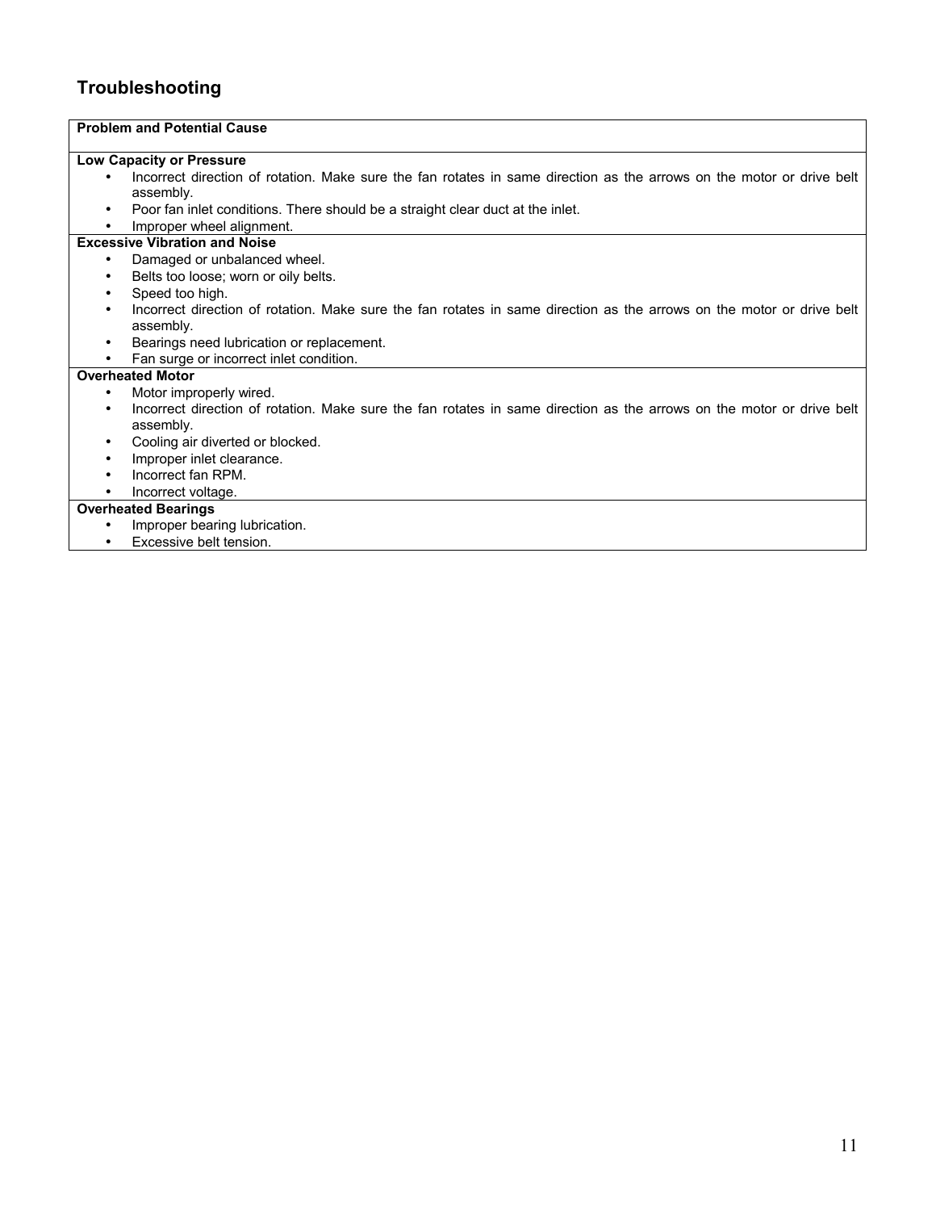## Troubleshooting

**Problem and Potential Cause**

**Low Capacity or Pressure**

- Incorrect direction of rotation. Make sure the fan rotates in same direction as the arrows on the motor or drive belt assembly.
- Poor fan inlet conditions. There should be a straight clear duct at the inlet.
- Improper wheel alignment.

**Excessive Vibration and Noise**

- Damaged or unbalanced wheel.
- Belts too loose; worn or oily belts.
- Speed too high.
- Incorrect direction of rotation. Make sure the fan rotates in same direction as the arrows on the motor or drive belt assembly.
- Bearings need lubrication or replacement.
- Fan surge or incorrect inlet condition.

**Overheated Motor**

- Motor improperly wired.
- Incorrect direction of rotation. Make sure the fan rotates in same direction as the arrows on the motor or drive belt assembly.
- Cooling air diverted or blocked.
- Improper inlet clearance.
- Incorrect fan RPM.
- Incorrect voltage.

**Overheated Bearings**

- Improper bearing lubrication.
- Excessive belt tension.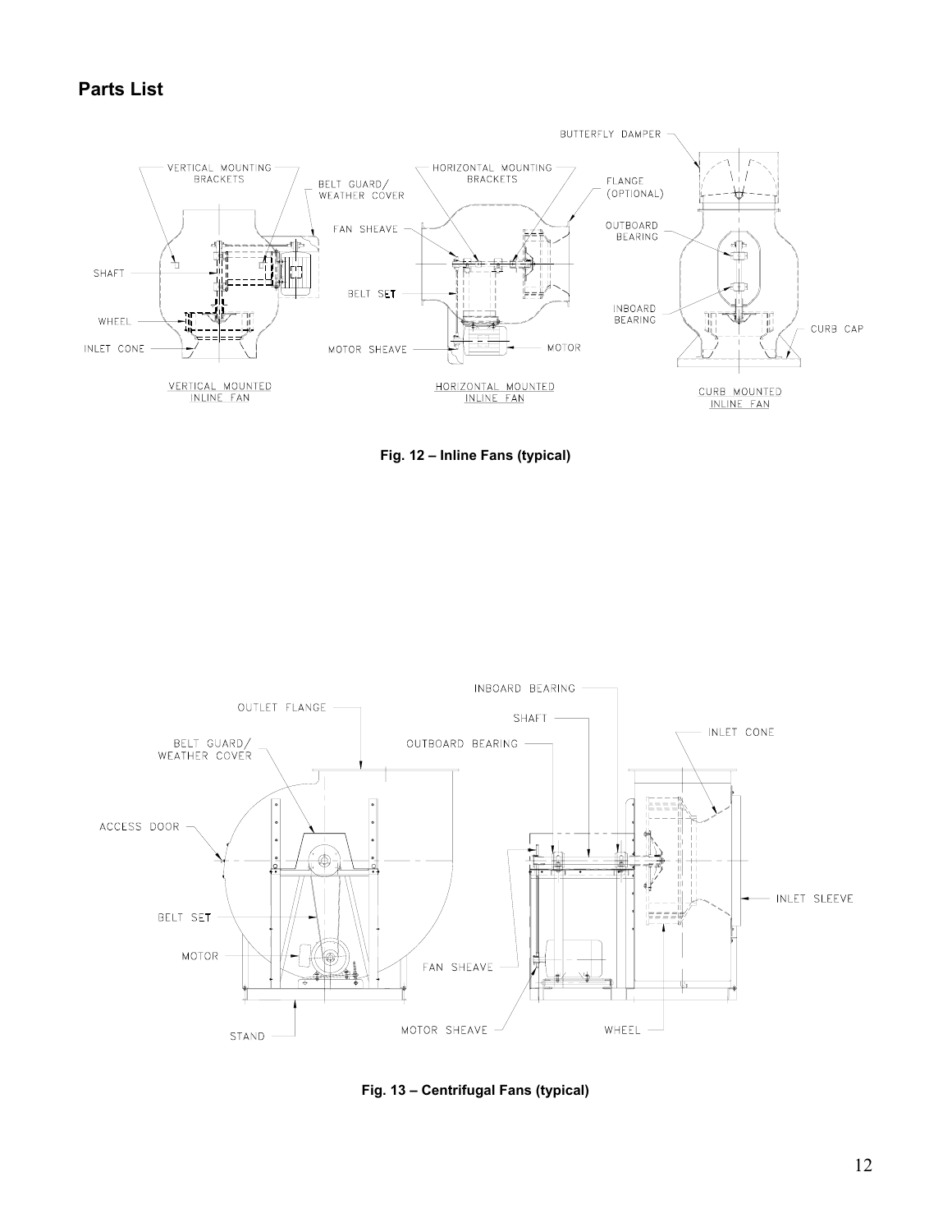## Parts List

VERTICAL MOUNTING BRACKETS
BELT GUARD/ WEATHER COVER
SHAFT
WHEEL
INLET CONE
VERTICAL MOUNTED INLINE FAN

HORIZONTAL MOUNTING BRACKETS
FAN SHEAVE
BELT SET
MOTOR SHEAVE
MOTOR
FLANGE (OPTIONAL)
HORIZONTAL MOUNTED INLINE FAN

BUTTERFLY DAMPER
OUTBOARD BEARING
INBOARD BEARING
CURB CAP
CURB MOUNTED INLINE FAN

**Fig. 12 – Inline Fans (typical)**

OUTLET FLANGE
BELT GUARD/ WEATHER COVER
ACCESS DOOR
BELT SET
MOTOR
STAND
INBOARD BEARING
SHAFT
OUTBOARD BEARING
INLET CONE
INLET SLEEVE
FAN SHEAVE
MOTOR SHEAVE
WHEEL

**Fig. 13 – Centrifugal Fans (typical)**